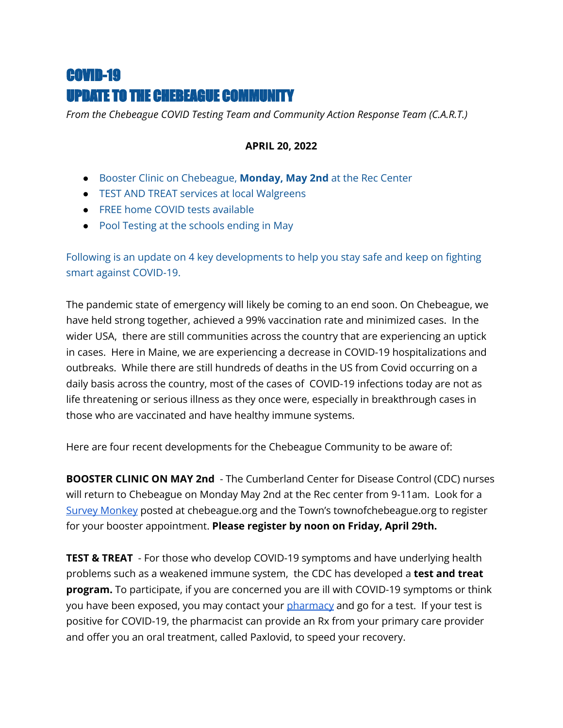# COVID-19
# UPDATE TO THE CHEBEAGUE COMMUNITY

*From the Chebeague COVID Testing Team and Community Action Response Team (C.A.R.T.)*

**APRIL 20, 2022**

- Booster Clinic on Chebeague, **Monday, May 2nd** at the Rec Center
- TEST AND TREAT services at local Walgreens
- FREE home COVID tests available
- Pool Testing at the schools ending in May

Following is an update on 4 key developments to help you stay safe and keep on fighting smart against COVID-19.

The pandemic state of emergency will likely be coming to an end soon. On Chebeague, we have held strong together, achieved a 99% vaccination rate and minimized cases. In the wider USA, there are still communities across the country that are experiencing an uptick in cases. Here in Maine, we are experiencing a decrease in COVID-19 hospitalizations and outbreaks. While there are still hundreds of deaths in the US from Covid occurring on a daily basis across the country, most of the cases of COVID-19 infections today are not as life threatening or serious illness as they once were, especially in breakthrough cases in those who are vaccinated and have healthy immune systems.

Here are four recent developments for the Chebeague Community to be aware of:

**BOOSTER CLINIC ON MAY 2nd** - The Cumberland Center for Disease Control (CDC) nurses will return to Chebeague on Monday May 2nd at the Rec center from 9-11am. Look for a Survey Monkey posted at chebeague.org and the Town's townofchebeague.org to register for your booster appointment. **Please register by noon on Friday, April 29th.**

**TEST & TREAT** - For those who develop COVID-19 symptoms and have underlying health problems such as a weakened immune system, the CDC has developed a **test and treat program.** To participate, if you are concerned you are ill with COVID-19 symptoms or think you have been exposed, you may contact your pharmacy and go for a test. If your test is positive for COVID-19, the pharmacist can provide an Rx from your primary care provider and offer you an oral treatment, called Paxlovid, to speed your recovery.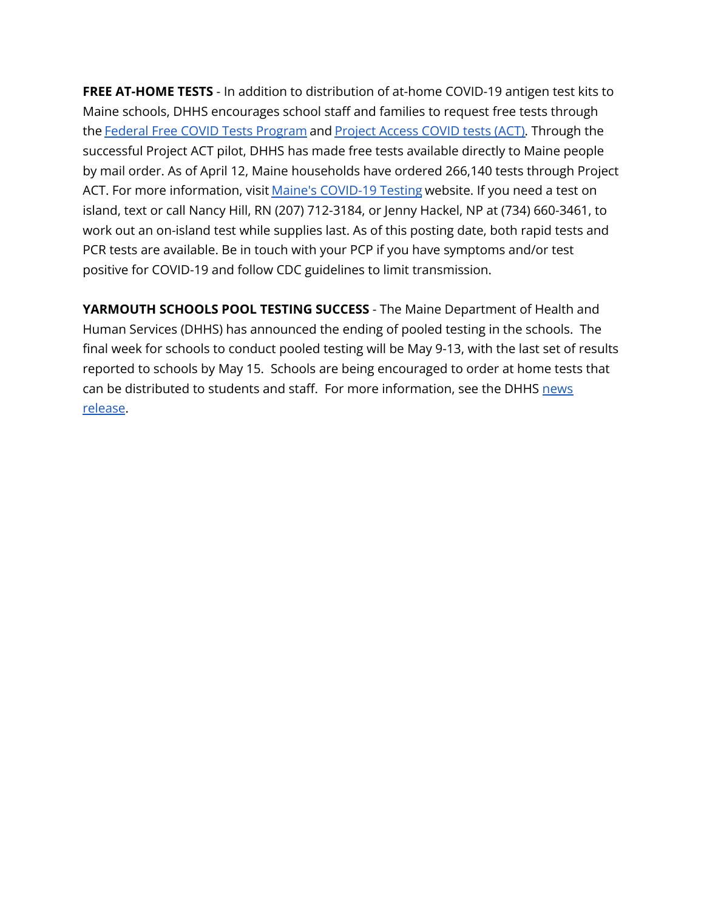**FREE AT-HOME TESTS** - In addition to distribution of at-home COVID-19 antigen test kits to Maine schools, DHHS encourages school staff and families to request free tests through the Federal Free COVID Tests Program and Project Access COVID tests (ACT). Through the successful Project ACT pilot, DHHS has made free tests available directly to Maine people by mail order. As of April 12, Maine households have ordered 266,140 tests through Project ACT. For more information, visit Maine's COVID-19 Testing website. If you need a test on island, text or call Nancy Hill, RN (207) 712-3184, or Jenny Hackel, NP at (734) 660-3461, to work out an on-island test while supplies last. As of this posting date, both rapid tests and PCR tests are available. Be in touch with your PCP if you have symptoms and/or test positive for COVID-19 and follow CDC guidelines to limit transmission.

**YARMOUTH SCHOOLS POOL TESTING SUCCESS** - The Maine Department of Health and Human Services (DHHS) has announced the ending of pooled testing in the schools. The final week for schools to conduct pooled testing will be May 9-13, with the last set of results reported to schools by May 15. Schools are being encouraged to order at home tests that can be distributed to students and staff. For more information, see the DHHS news release.